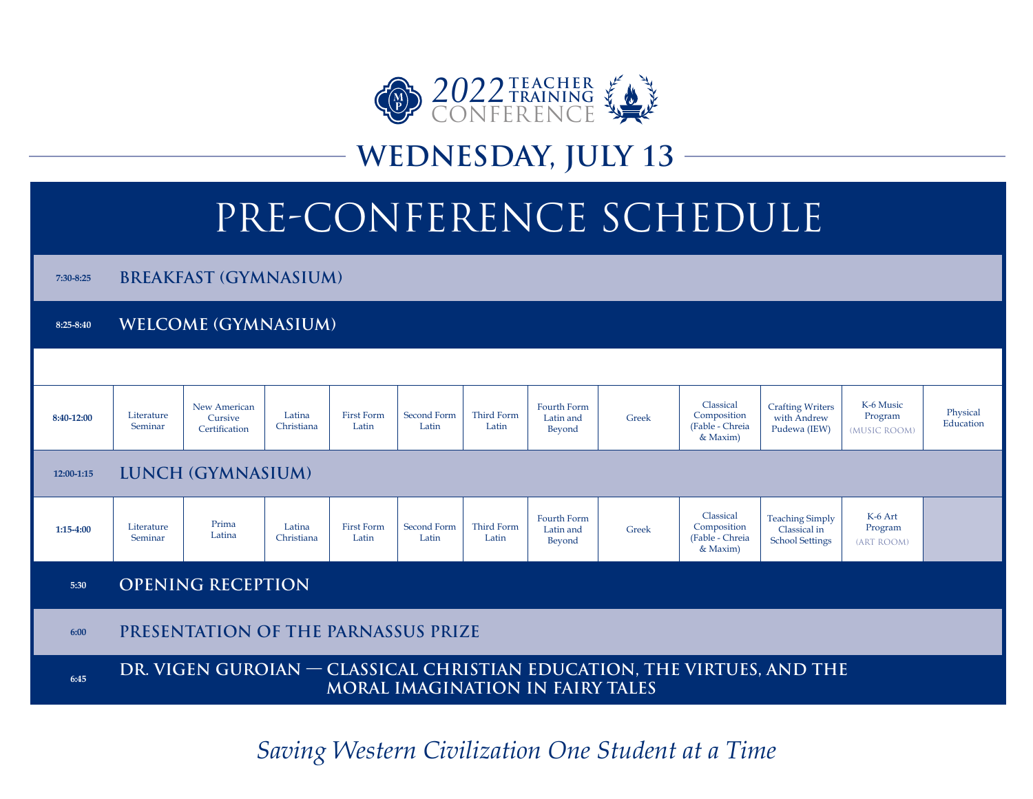# 2022 TEACHER TRAINING CONFERENCE

## WEDNESDAY, JULY 13

# PRE-CONFERENCE SCHEDULE

| Time | Session | | | | | | | | | | | |
|---|---|---|---|---|---|---|---|---|---|---|---|---|
| 7:30-8:25 | **BREAKFAST (GYMNASIUM)** | | | | | | | | | | | |
| 8:25-8:40 | **WELCOME (GYMNASIUM)** | | | | | | | | | | | |
| 8:40-12:00 | Literature Seminar | New American Cursive Certification | Latina Christiana | First Form Latin | Second Form Latin | Third Form Latin | Fourth Form Latin and Beyond | Greek | Classical Composition (Fable - Chreia & Maxim) | Crafting Writers with Andrew Pudewa (IEW) | K-6 Music Program (MUSIC ROOM) | Physical Education |
| 12:00-1:15 | **LUNCH (GYMNASIUM)** | | | | | | | | | | | |
| 1:15-4:00 | Literature Seminar | Prima Latina | Latina Christiana | First Form Latin | Second Form Latin | Third Form Latin | Fourth Form Latin and Beyond | Greek | Classical Composition (Fable - Chreia & Maxim) | Teaching Simply Classical in School Settings | K-6 Art Program (ART ROOM) | |
| 5:30 | **OPENING RECEPTION** | | | | | | | | | | | |
| 6:00 | **PRESENTATION OF THE PARNASSUS PRIZE** | | | | | | | | | | | |
| 6:45 | **DR. VIGEN GUROIAN — CLASSICAL CHRISTIAN EDUCATION, THE VIRTUES, AND THE MORAL IMAGINATION IN FAIRY TALES** | | | | | | | | | | | |

*Saving Western Civilization One Student at a Time*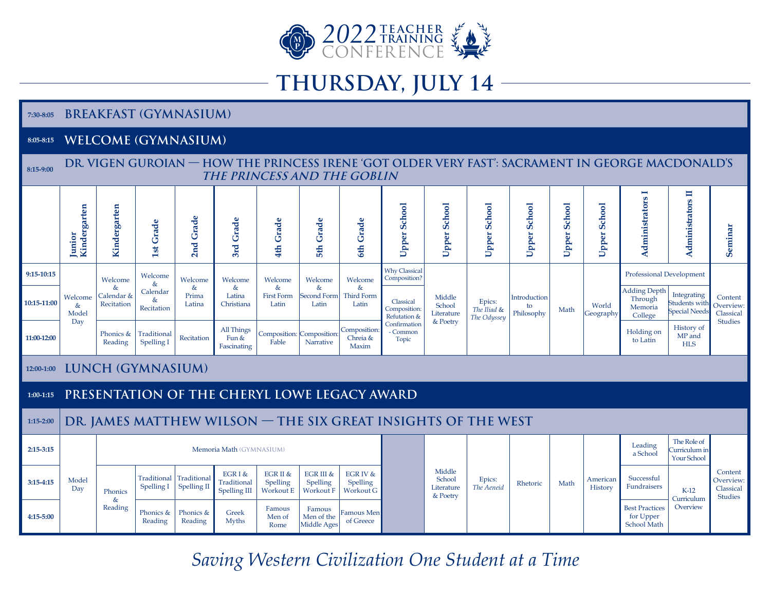# 2022 TEACHER TRAINING CONFERENCE

## THURSDAY, JULY 14

**7:30-8:05** BREAKFAST (GYMNASIUM)

**8:05-8:15** WELCOME (GYMNASIUM)

**8:15-9:00** DR. VIGEN GUROIAN — HOW THE PRINCESS IRENE 'GOT OLDER VERY FAST': SACRAMENT IN GEORGE MACDONALD'S *THE PRINCESS AND THE GOBLIN*

| | Junior Kindergarten | Kindergarten | 1st Grade | 2nd Grade | 3rd Grade | 4th Grade | 5th Grade | 6th Grade | Upper School | Upper School | Upper School | Upper School | Upper School | Upper School | Administrators I | Administrators II | Seminar |
|---|---|---|---|---|---|---|---|---|---|---|---|---|---|---|---|---|---|
| 9:15-10:15 | Welcome & Model Day | Welcome & Calendar & Recitation | Welcome & Calendar & Recitation | Welcome & Prima Latina | Welcome & Latina Christiana | Welcome & First Form Latin | Welcome & Second Form Latin | Welcome & Third Form Latin | Why Classical Composition? | Middle School Literature & Poetry | Epics: *The Iliad* & *The Odyssey* | Introduction to Philosophy | Math | World Geography | Professional Development | | Content Overview: Classical Studies |
| 10:15-11:00 | | | | | | | | | Classical Composition: Refutation & Confirmation - Common Topic | | | | | | Adding Depth Through Memoria College | Integrating Students with Special Needs | |
| 11:00-12:00 | | Phonics & Reading | Traditional Spelling I | Recitation | All Things Fun & Fascinating | Composition: Fable | Composition: Narrative | Composition: Chreia & Maxim | | | | | | | Holding on to Latin | History of MP and HLS | |

**12:00-1:00** LUNCH (GYMNASIUM)

**1:00-1:15** PRESENTATION OF THE CHERYL LOWE LEGACY AWARD

**1:15-2:00** DR. JAMES MATTHEW WILSON — THE SIX GREAT INSIGHTS OF THE WEST

| | Junior Kindergarten | Kindergarten | 1st Grade | 2nd Grade | 3rd Grade | 4th Grade | 5th Grade | 6th Grade | Upper School | Upper School | Upper School | Upper School | Upper School | Upper School | Administrators I | Administrators II | Seminar |
|---|---|---|---|---|---|---|---|---|---|---|---|---|---|---|---|---|---|
| 2:15-3:15 | Model Day | Memoria Math (GYMNASIUM) | | | | | | | | Middle School Literature & Poetry | Epics: *The Aeneid* | Rhetoric | Math | American History | Leading a School | The Role of Curriculum in Your School | Content Overview: Classical Studies |
| 3:15-4:15 | | Phonics & Reading | Traditional Spelling I | Traditional Spelling II | EGR I & Traditional Spelling III | EGR II & Spelling Workout E | EGR III & Spelling Workout F | EGR IV & Spelling Workout G | | | | | | | Successful Fundraisers | K-12 Curriculum Overview | |
| 4:15-5:00 | | | Phonics & Reading | Phonics & Reading | Greek Myths | Famous Men of Rome | Famous Men of the Middle Ages | Famous Men of Greece | | | | | | | Best Practices for Upper School Math | | |

*Saving Western Civilization One Student at a Time*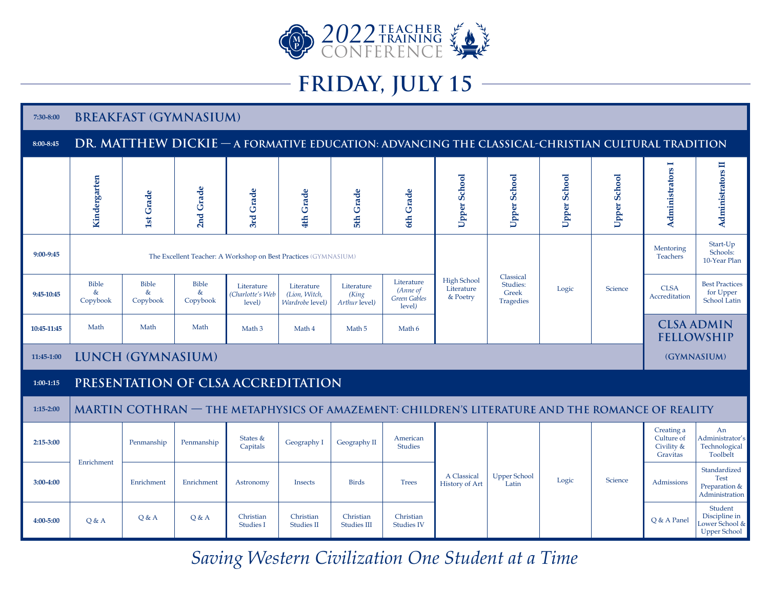# 2022 TEACHER TRAINING CONFERENCE

## FRIDAY, JULY 15

| | Kindergarten | 1st Grade | 2nd Grade | 3rd Grade | 4th Grade | 5th Grade | 6th Grade | Upper School | Upper School | Upper School | Upper School | Administrators I | Administrators II |
|---|---|---|---|---|---|---|---|---|---|---|---|---|---|
| 7:30-8:00 | **BREAKFAST (GYMNASIUM)** | | | | | | | | | | | | |
| 8:00-8:45 | **DR. MATTHEW DICKIE — A FORMATIVE EDUCATION: ADVANCING THE CLASSICAL-CHRISTIAN CULTURAL TRADITION** | | | | | | | | | | | | |
| 9:00-9:45 | The Excellent Teacher: A Workshop on Best Practices (GYMNASIUM) | | | | | | | High School Literature & Poetry | Classical Studies: Greek Tragedies | Logic | Science | Mentoring Teachers | Start-Up Schools: 10-Year Plan |
| 9:45-10:45 | Bible & Copybook | Bible & Copybook | Bible & Copybook | Literature *(Charlotte's Web level)* | Literature *(Lion, Witch, Wardrobe level)* | Literature *(King Arthur level)* | Literature *(Anne of Green Gables level)* | | | | | CLSA Accreditation | Best Practices for Upper School Latin |
| 10:45-11:45 | Math | Math | Math | Math 3 | Math 4 | Math 5 | Math 6 | | | | | **CLSA ADMIN FELLOWSHIP (GYMNASIUM)** | |
| 11:45-1:00 | **LUNCH (GYMNASIUM)** | | | | | | | | | | | | |
| 1:00-1:15 | **PRESENTATION OF CLSA ACCREDITATION** | | | | | | | | | | | | |
| 1:15-2:00 | **MARTIN COTHRAN — THE METAPHYSICS OF AMAZEMENT: CHILDREN'S LITERATURE AND THE ROMANCE OF REALITY** | | | | | | | | | | | | |
| 2:15-3:00 | Enrichment | Penmanship | Penmanship | States & Capitals | Geography I | Geography II | American Studies | A Classical History of Art | Upper School Latin | Logic | Science | Creating a Culture of Civility & Gravitas | An Administrator's Technological Toolbelt |
| 3:00-4:00 | | Enrichment | Enrichment | Astronomy | Insects | Birds | Trees | | | | | Admissions | Standardized Test Preparation & Administration |
| 4:00-5:00 | Q & A | Q & A | Q & A | Christian Studies I | Christian Studies II | Christian Studies III | Christian Studies IV | | | | | Q & A Panel | Student Discipline in Lower School & Upper School |

*Saving Western Civilization One Student at a Time*